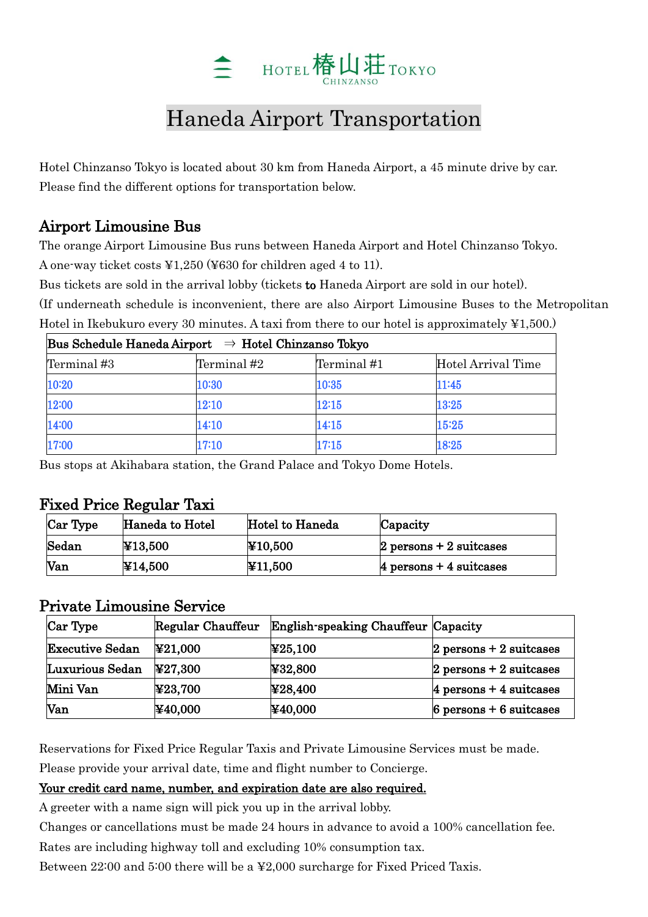HOTEL 椿山荘 TOKYO
CHINZANSO

# Haneda Airport Transportation

Hotel Chinzanso Tokyo is located about 30 km from Haneda Airport, a 45 minute drive by car.
Please find the different options for transportation below.

## Airport Limousine Bus

The orange Airport Limousine Bus runs between Haneda Airport and Hotel Chinzanso Tokyo.
A one-way ticket costs ¥1,250 (¥630 for children aged 4 to 11).
Bus tickets are sold in the arrival lobby (tickets **to** Haneda Airport are sold in our hotel).
(If underneath schedule is inconvenient, there are also Airport Limousine Buses to the Metropolitan Hotel in Ikebukuro every 30 minutes. A taxi from there to our hotel is approximately ¥1,500.)

| Bus Schedule Haneda Airport ⇒ Hotel Chinzanso Tokyo | | | |
|---|---|---|---|
| Terminal #3 | Terminal #2 | Terminal #1 | Hotel Arrival Time |
| 10:20 | 10:30 | 10:35 | 11:45 |
| 12:00 | 12:10 | 12:15 | 13:25 |
| 14:00 | 14:10 | 14:15 | 15:25 |
| 17:00 | 17:10 | 17:15 | 18:25 |

Bus stops at Akihabara station, the Grand Palace and Tokyo Dome Hotels.

## Fixed Price Regular Taxi

| Car Type | Haneda to Hotel | Hotel to Haneda | Capacity |
|---|---|---|---|
| Sedan | ¥13,500 | ¥10,500 | 2 persons + 2 suitcases |
| Van | ¥14,500 | ¥11,500 | 4 persons + 4 suitcases |

## Private Limousine Service

| Car Type | Regular Chauffeur | English-speaking Chauffeur | Capacity |
|---|---|---|---|
| Executive Sedan | ¥21,000 | ¥25,100 | 2 persons + 2 suitcases |
| Luxurious Sedan | ¥27,300 | ¥32,800 | 2 persons + 2 suitcases |
| Mini Van | ¥23,700 | ¥28,400 | 4 persons + 4 suitcases |
| Van | ¥40,000 | ¥40,000 | 6 persons + 6 suitcases |

Reservations for Fixed Price Regular Taxis and Private Limousine Services must be made.
Please provide your arrival date, time and flight number to Concierge.
**Your credit card name, number, and expiration date are also required.**
A greeter with a name sign will pick you up in the arrival lobby.
Changes or cancellations must be made 24 hours in advance to avoid a 100% cancellation fee.
Rates are including highway toll and excluding 10% consumption tax.
Between 22:00 and 5:00 there will be a ¥2,000 surcharge for Fixed Priced Taxis.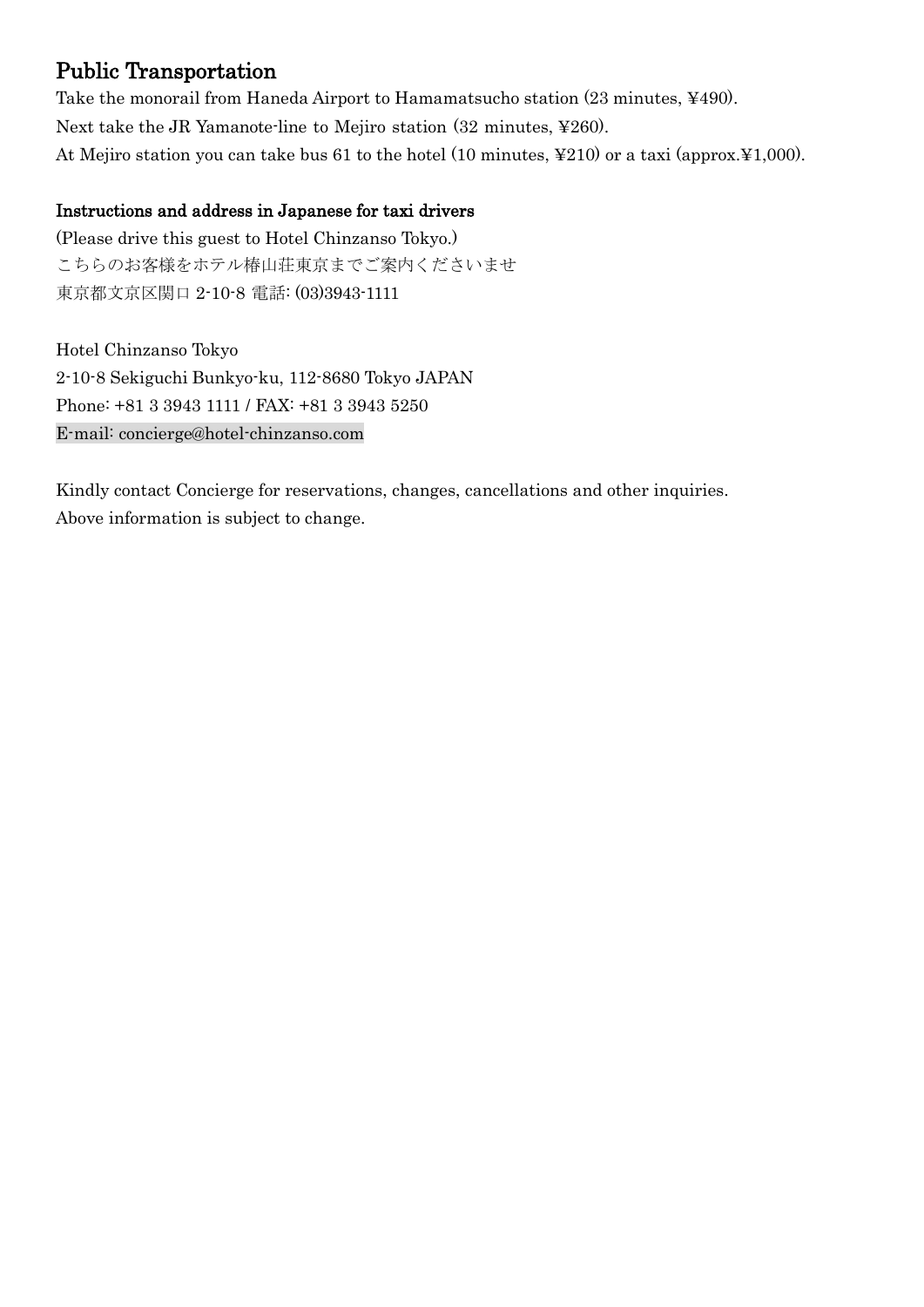## Public Transportation

Take the monorail from Haneda Airport to Hamamatsucho station (23 minutes, ¥490).
Next take the JR Yamanote-line to Mejiro station (32 minutes, ¥260).
At Mejiro station you can take bus 61 to the hotel (10 minutes, ¥210) or a taxi (approx.¥1,000).

**Instructions and address in Japanese for taxi drivers**

(Please drive this guest to Hotel Chinzanso Tokyo.)
こちらのお客様をホテル椿山荘東京までご案内くださいませ
東京都文京区関口 2-10-8 電話: (03)3943-1111

Hotel Chinzanso Tokyo
2-10-8 Sekiguchi Bunkyo-ku, 112-8680 Tokyo JAPAN
Phone: +81 3 3943 1111 / FAX: +81 3 3943 5250
E-mail: concierge@hotel-chinzanso.com

Kindly contact Concierge for reservations, changes, cancellations and other inquiries.
Above information is subject to change.